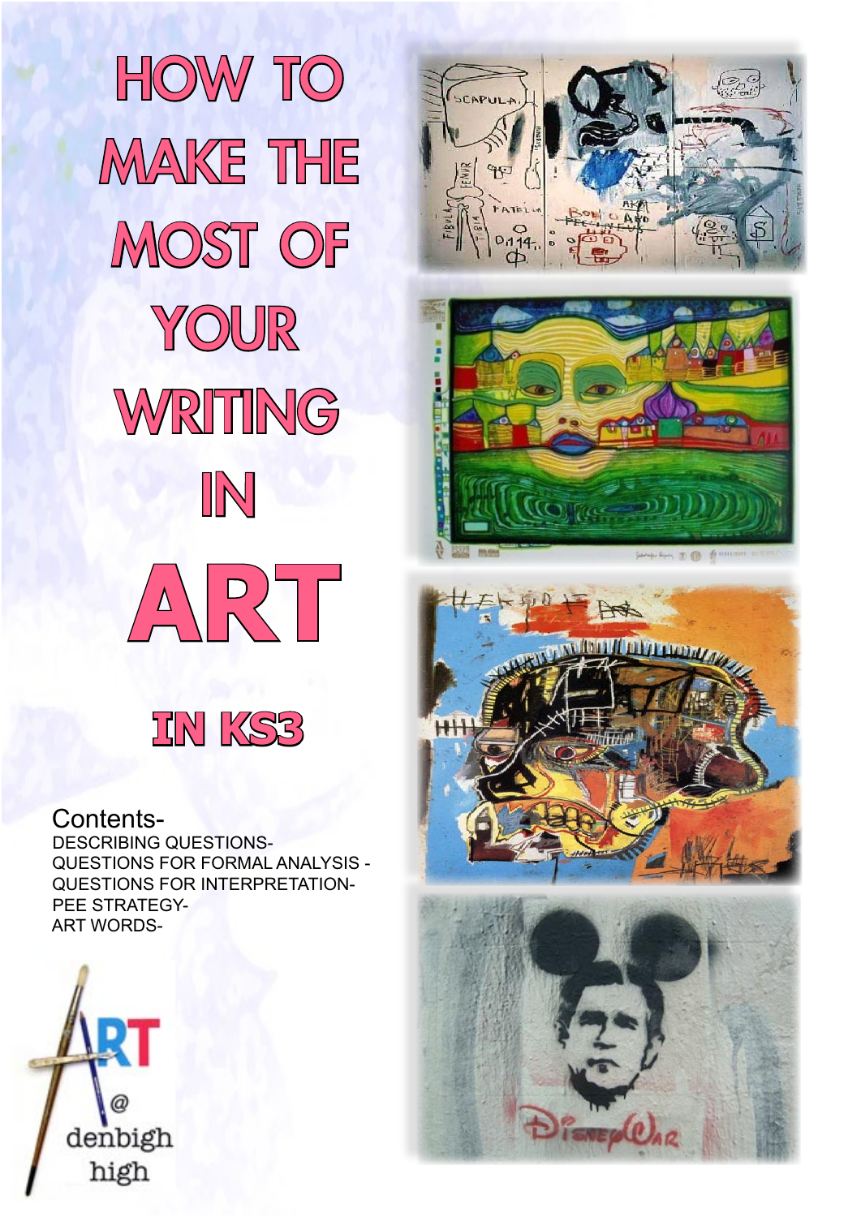# HOW TO MAKE THE MOST OF YOUR WRITING IN ART IN KS3

Contents-

DESCRIBING QUESTIONS-

QUESTIONS FOR FORMAL ANALYSIS -

QUESTIONS FOR INTERPRETATION-

PEE STRATEGY-

ART WORDS-

ART @ denbigh high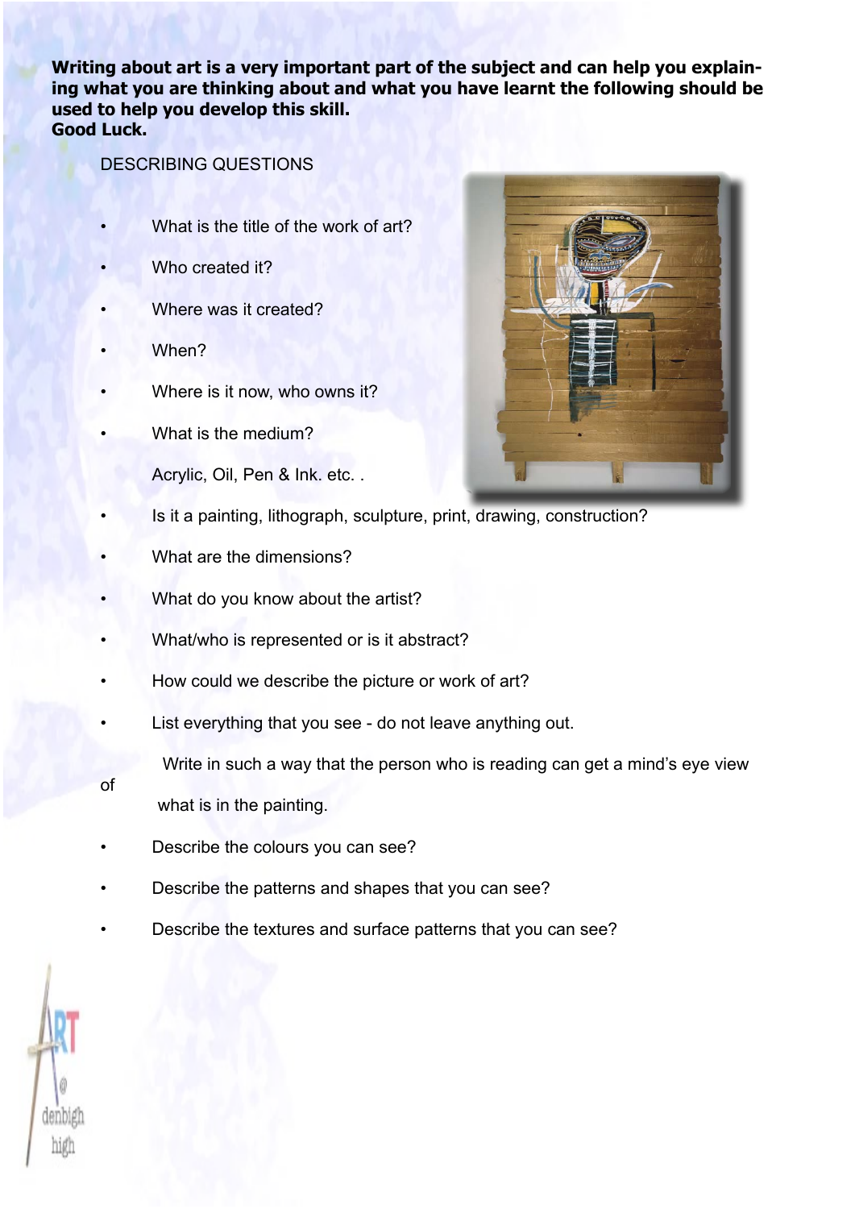**Writing about art is a very important part of the subject and can help you explaining what you are thinking about and what you have learnt the following should be used to help you develop this skill.**
**Good Luck.**

DESCRIBING QUESTIONS

- What is the title of the work of art?
- Who created it?
- Where was it created?
- When?
- Where is it now, who owns it?
- What is the medium?

  Acrylic, Oil, Pen & Ink. etc. .
- Is it a painting, lithograph, sculpture, print, drawing, construction?
- What are the dimensions?
- What do you know about the artist?
- What/who is represented or is it abstract?
- How could we describe the picture or work of art?
- List everything that you see - do not leave anything out.

  Write in such a way that the person who is reading can get a mind's eye view of what is in the painting.
- Describe the colours you can see?
- Describe the patterns and shapes that you can see?
- Describe the textures and surface patterns that you can see?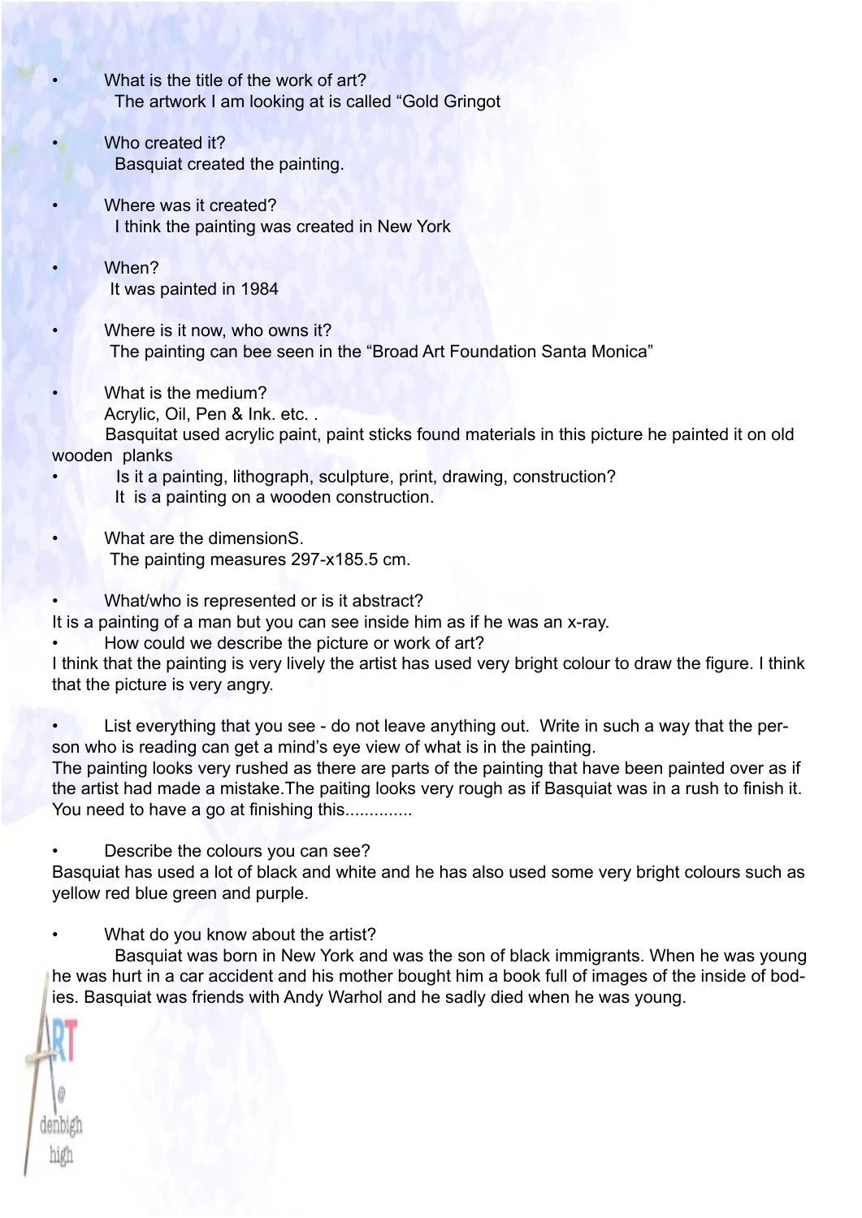- What is the title of the work of art?
  The artwork I am looking at is called "Gold Gringot

- Who created it?
  Basquiat created the painting.

- Where was it created?
  I think the painting was created in New York

- When?
  It was painted in 1984

- Where is it now, who owns it?
  The painting can bee seen in the "Broad Art Foundation Santa Monica"

- What is the medium?
  Acrylic, Oil, Pen & Ink. etc. .
  Basquitat used acrylic paint, paint sticks found materials in this picture he painted it on old wooden planks
- Is it a painting, lithograph, sculpture, print, drawing, construction?
  It is a painting on a wooden construction.

- What are the dimensionS.
  The painting measures 297-x185.5 cm.

- What/who is represented or is it abstract?

It is a painting of a man but you can see inside him as if he was an x-ray.

- How could we describe the picture or work of art?

I think that the painting is very lively the artist has used very bright colour to draw the figure. I think that the picture is very angry.

- List everything that you see - do not leave anything out. Write in such a way that the person who is reading can get a mind's eye view of what is in the painting.

The painting looks very rushed as there are parts of the painting that have been painted over as if the artist had made a mistake.The paiting looks very rough as if Basquiat was in a rush to finish it. You need to have a go at finishing this..............

- Describe the colours you can see?

Basquiat has used a lot of black and white and he has also used some very bright colours such as yellow red blue green and purple.

- What do you know about the artist?

Basquiat was born in New York and was the son of black immigrants. When he was young he was hurt in a car accident and his mother bought him a book full of images of the inside of bodies. Basquiat was friends with Andy Warhol and he sadly died when he was young.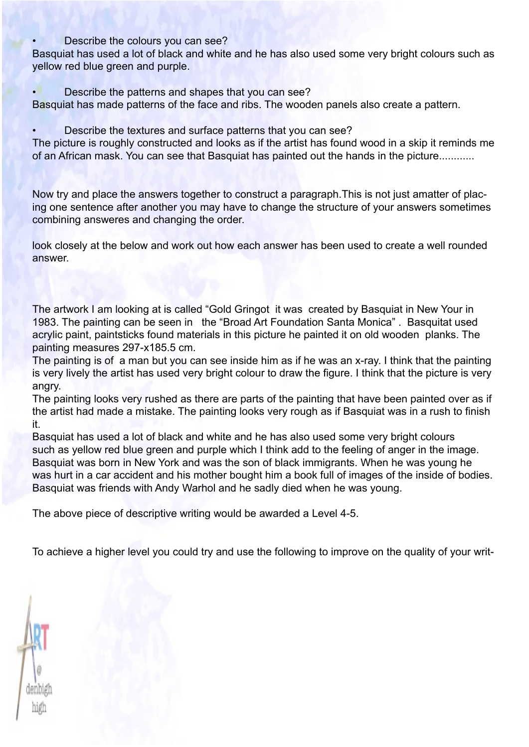- Describe the colours you can see?

Basquiat has used a lot of black and white and he has also used some very bright colours such as yellow red blue green and purple.

- Describe the patterns and shapes that you can see?

Basquiat has made patterns of the face and ribs. The wooden panels also create a pattern.

- Describe the textures and surface patterns that you can see?

The picture is roughly constructed and looks as if the artist has found wood in a skip it reminds me of an African mask. You can see that Basquiat has painted out the hands in the picture............

Now try and place the answers together to construct a paragraph.This is not just amatter of placing one sentence after another you may have to change the structure of your answers sometimes combining answeres and changing the order.

look closely at the below and work out how each answer has been used to create a well rounded answer.

The artwork I am looking at is called “Gold Gringot  it was  created by Basquiat in New Your in 1983. The painting can be seen in   the “Broad Art Foundation Santa Monica” .  Basquitat used acrylic paint, paintsticks found materials in this picture he painted it on old wooden  planks. The painting measures 297-x185.5 cm.
The painting is of  a man but you can see inside him as if he was an x-ray. I think that the painting is very lively the artist has used very bright colour to draw the figure. I think that the picture is very angry.
The painting looks very rushed as there are parts of the painting that have been painted over as if the artist had made a mistake. The painting looks very rough as if Basquiat was in a rush to finish it.
Basquiat has used a lot of black and white and he has also used some very bright colours such as yellow red blue green and purple which I think add to the feeling of anger in the image.
Basquiat was born in New York and was the son of black immigrants. When he was young he was hurt in a car accident and his mother bought him a book full of images of the inside of bodies.
Basquiat was friends with Andy Warhol and he sadly died when he was young.

The above piece of descriptive writing would be awarded a Level 4-5.

To achieve a higher level you could try and use the following to improve on the quality of your writ-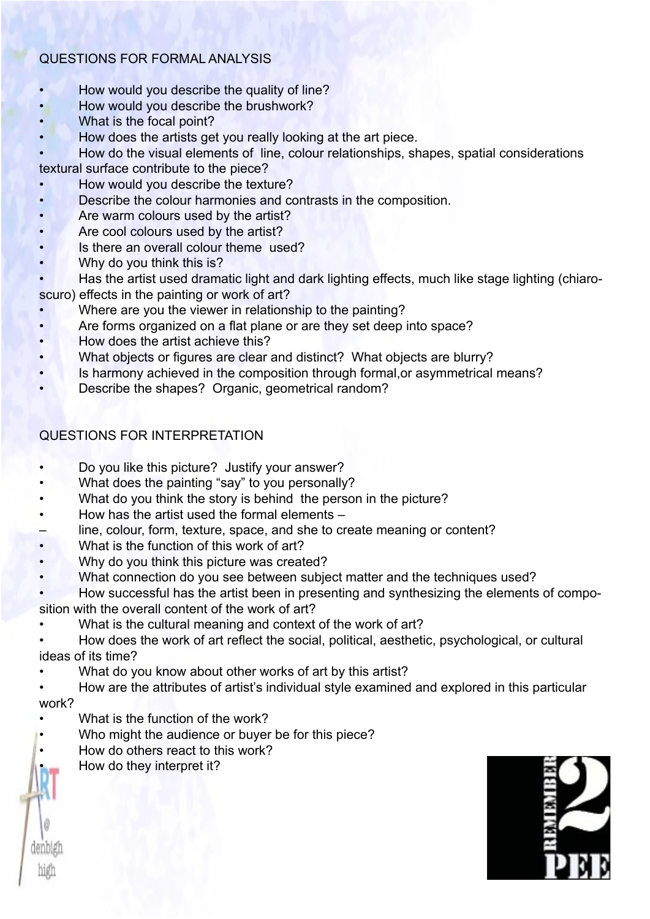QUESTIONS FOR FORMAL ANALYSIS

- How would you describe the quality of line?
- How would you describe the brushwork?
- What is the focal point?
- How does the artists get you really looking at the art piece.
- How do the visual elements of line, colour relationships, shapes, spatial considerations textural surface contribute to the piece?
- How would you describe the texture?
- Describe the colour harmonies and contrasts in the composition.
- Are warm colours used by the artist?
- Are cool colours used by the artist?
- Is there an overall colour theme used?
- Why do you think this is?
- Has the artist used dramatic light and dark lighting effects, much like stage lighting (chiaroscuro) effects in the painting or work of art?
- Where are you the viewer in relationship to the painting?
- Are forms organized on a flat plane or are they set deep into space?
- How does the artist achieve this?
- What objects or figures are clear and distinct? What objects are blurry?
- Is harmony achieved in the composition through formal,or asymmetrical means?
- Describe the shapes? Organic, geometrical random?

QUESTIONS FOR INTERPRETATION

- Do you like this picture? Justify your answer?
- What does the painting “say” to you personally?
- What do you think the story is behind the person in the picture?
- How has the artist used the formal elements –
– line, colour, form, texture, space, and she to create meaning or content?
- What is the function of this work of art?
- Why do you think this picture was created?
- What connection do you see between subject matter and the techniques used?
- How successful has the artist been in presenting and synthesizing the elements of composition with the overall content of the work of art?
- What is the cultural meaning and context of the work of art?
- How does the work of art reflect the social, political, aesthetic, psychological, or cultural ideas of its time?
- What do you know about other works of art by this artist?
- How are the attributes of artist’s individual style examined and explored in this particular work?
- What is the function of the work?
- Who might the audience or buyer be for this piece?
- How do others react to this work?
- How do they interpret it?

ART @ denbigh high

REMEMBER 2 PEE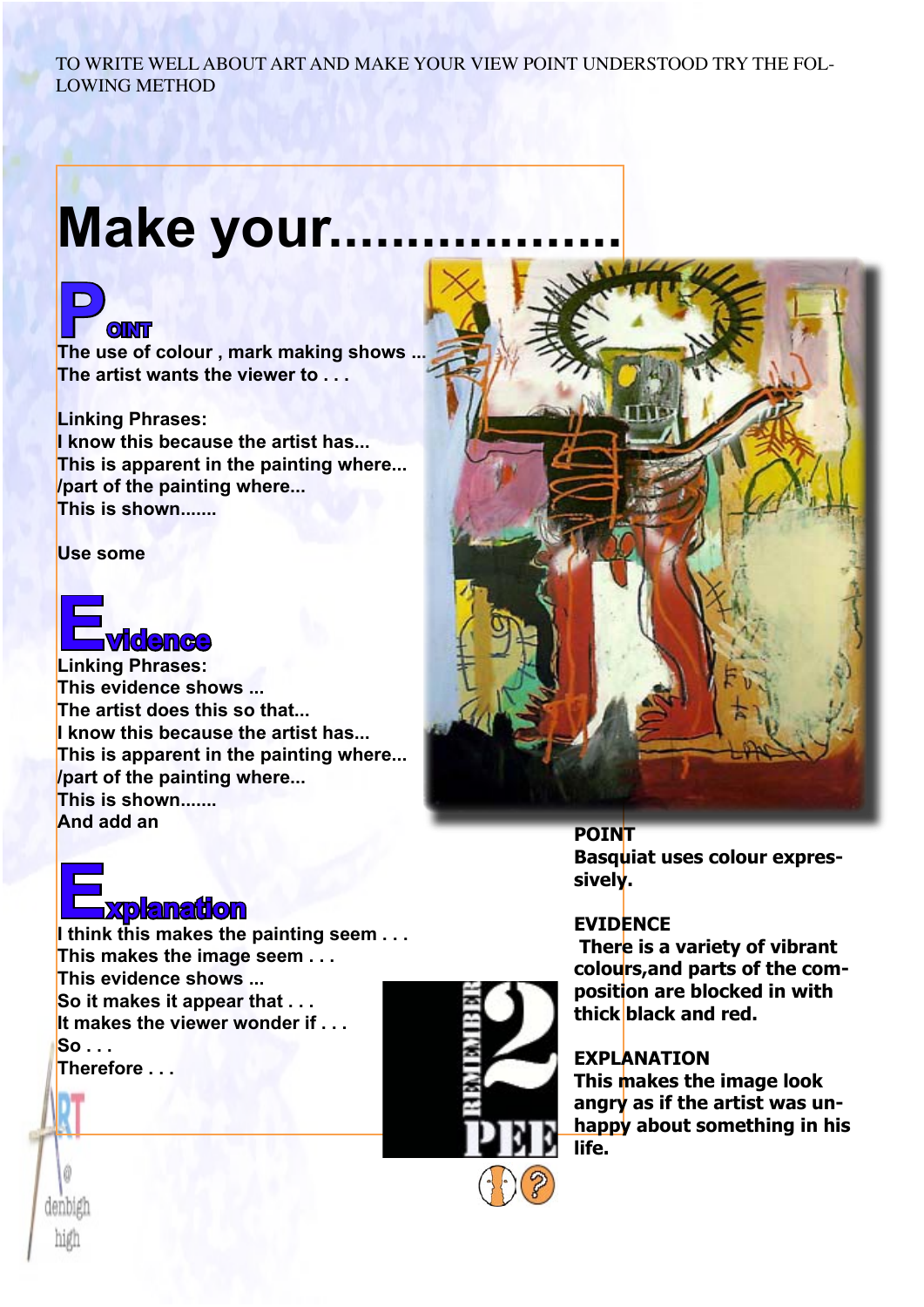TO WRITE WELL ABOUT ART AND MAKE YOUR VIEW POINT UNDERSTOOD TRY THE FOLLOWING METHOD

# Make your..................

## POINT

The use of colour , mark making shows ...
The artist wants the viewer to . . .

Linking Phrases:
I know this because the artist has...
This is apparent in the painting where...
/part of the painting where...
This is shown.......

Use some

## Evidence

Linking Phrases:
This evidence shows ...
The artist does this so that...
I know this because the artist has...
This is apparent in the painting where...
/part of the painting where...
This is shown.......
And add an

## Explanation

I think this makes the painting seem . . .
This makes the image seem . . .
This evidence shows ...
So it makes it appear that . . .
It makes the viewer wonder if . . .
So . . .
Therefore . . .

**POINT**
**Basquiat uses colour expressively.**

**EVIDENCE**
**There is a variety of vibrant colours,and parts of the composition are blocked in with thick black and red.**

**EXPLANATION**
**This makes the image look angry as if the artist was unhappy about something in his life.**

REMEMBER 2 PEE

ART @ denbigh high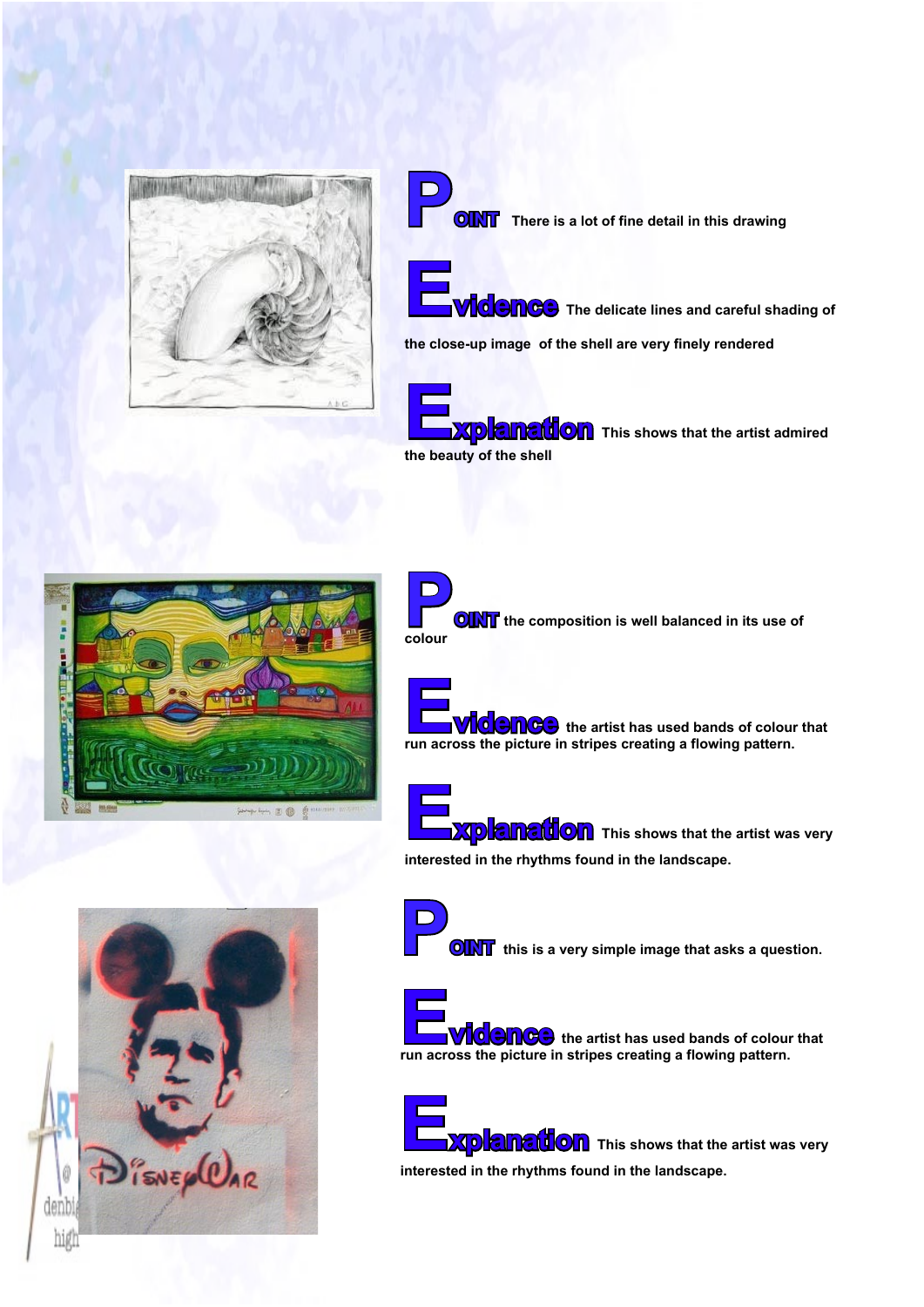**P**OINT There is a lot of fine detail in this drawing

**E**vidence The delicate lines and careful shading of the close-up image of the shell are very finely rendered

**E**xplanation This shows that the artist admired the beauty of the shell

**P**OINT the composition is well balanced in its use of colour

**E**vidence the artist has used bands of colour that run across the picture in stripes creating a flowing pattern.

**E**xplanation This shows that the artist was very interested in the rhythms found in the landscape.

**P**OINT this is a very simple image that asks a question.

**E**vidence the artist has used bands of colour that run across the picture in stripes creating a flowing pattern.

**E**xplanation This shows that the artist was very interested in the rhythms found in the landscape.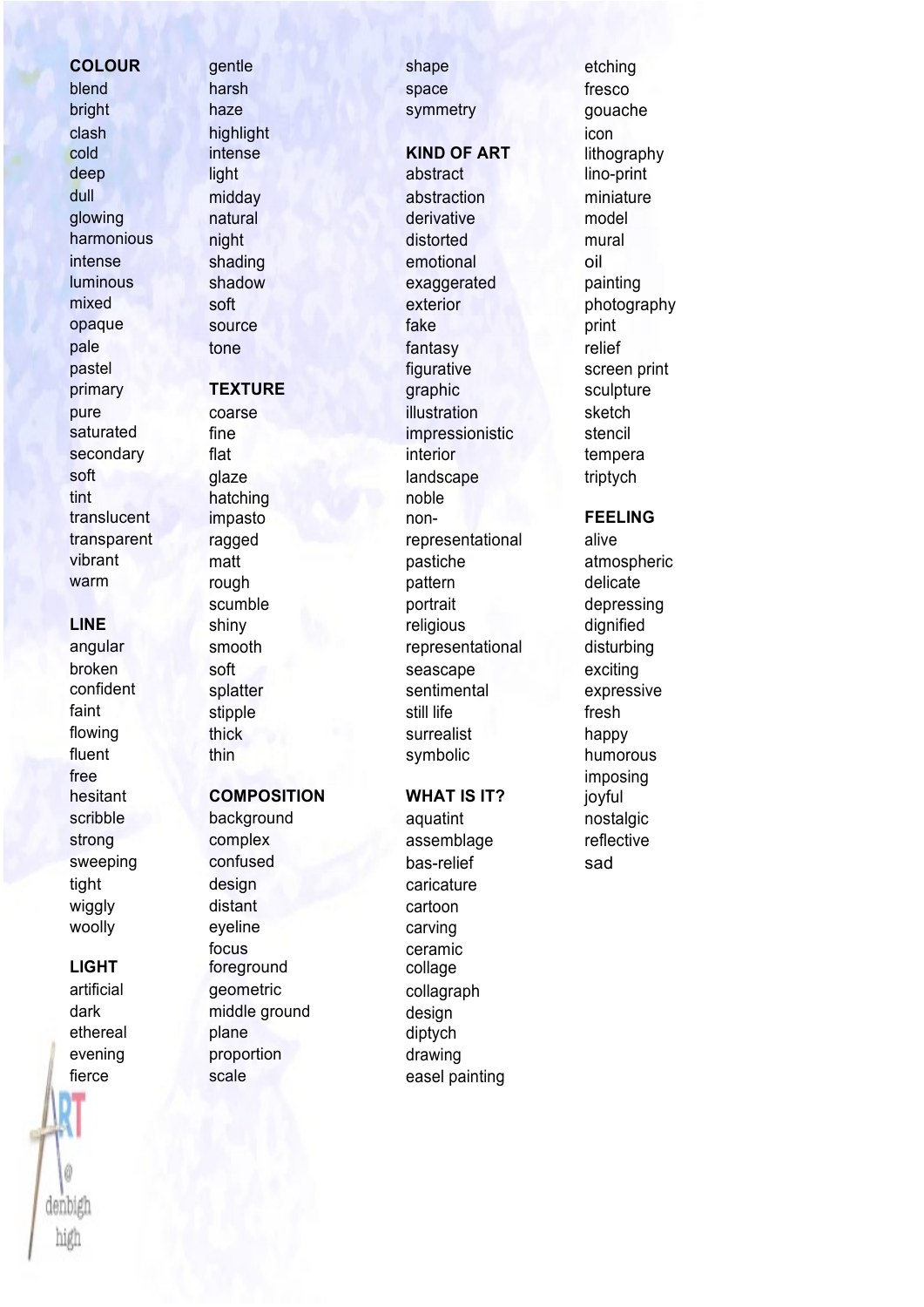## COLOUR

blend
bright
clash
cold
deep
dull
glowing
harmonious
intense
luminous
mixed
opaque
pale
pastel
primary
pure
saturated
secondary
soft
tint
translucent
transparent
vibrant
warm

## LINE

angular
broken
confident
faint
flowing
fluent
free
hesitant
scribble
strong
sweeping
tight
wiggly
woolly

## LIGHT

artificial
dark
ethereal
evening
fierce
gentle
harsh
haze
highlight
intense
light
midday
natural
night
shading
shadow
soft
source
tone

## TEXTURE

coarse
fine
flat
glaze
hatching
impasto
ragged
matt
rough
scumble
shiny
smooth
soft
splatter
stipple
thick
thin

## COMPOSITION

background
complex
confused
design
distant
eyeline
focus
foreground
geometric
middle ground
plane
proportion
scale
shape
space
symmetry

## KIND OF ART

abstract
abstraction
derivative
distorted
emotional
exaggerated
exterior
fake
fantasy
figurative
graphic
illustration
impressionistic
interior
landscape
noble
non-representational
pastiche
pattern
portrait
religious
representational
seascape
sentimental
still life
surrealist
symbolic

## WHAT IS IT?

aquatint
assemblage
bas-relief
caricature
cartoon
carving
ceramic
collage
collagraph
design
diptych
drawing
easel painting
etching
fresco
gouache
icon
lithography
lino-print
miniature
model
mural
oil
painting
photography
print
relief
screen print
sculpture
sketch
stencil
tempera
triptych

## FEELING

alive
atmospheric
delicate
depressing
dignified
disturbing
exciting
expressive
fresh
happy
humorous
imposing
joyful
nostalgic
reflective
sad